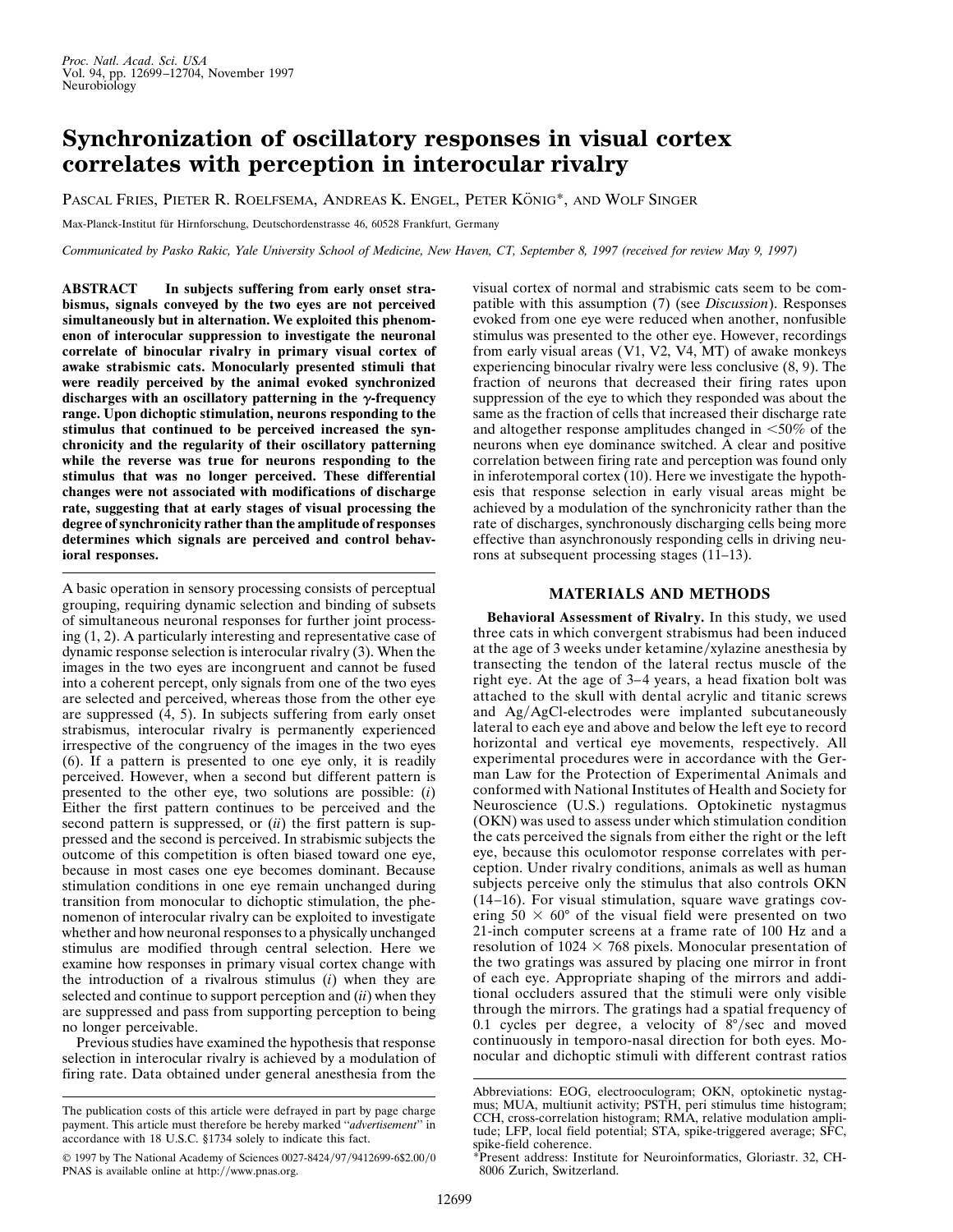# Synchronization of oscillatory responses in visual cortex correlates with perception in interocular rivalry

Pascal Fries, Pieter R. Roelfsema, Andreas K. Engel, Peter König*, and Wolf Singer

Max-Planck-Institut für Hirnforschung, Deutschordenstrasse 46, 60528 Frankfurt, Germany

*Communicated by Pasko Rakic, Yale University School of Medicine, New Haven, CT, September 8, 1997 (received for review May 9, 1997)*

**ABSTRACT** **In subjects suffering from early onset strabismus, signals conveyed by the two eyes are not perceived simultaneously but in alternation. We exploited this phenomenon of interocular suppression to investigate the neuronal correlate of binocular rivalry in primary visual cortex of awake strabismic cats. Monocularly presented stimuli that were readily perceived by the animal evoked synchronized discharges with an oscillatory patterning in the γ-frequency range. Upon dichoptic stimulation, neurons responding to the stimulus that continued to be perceived increased the synchronicity and the regularity of their oscillatory patterning while the reverse was true for neurons responding to the stimulus that was no longer perceived. These differential changes were not associated with modifications of discharge rate, suggesting that at early stages of visual processing the degree of synchronicity rather than the amplitude of responses determines which signals are perceived and control behavioral responses.**

A basic operation in sensory processing consists of perceptual grouping, requiring dynamic selection and binding of subsets of simultaneous neuronal responses for further joint processing (1, 2). A particularly interesting and representative case of dynamic response selection is interocular rivalry (3). When the images in the two eyes are incongruent and cannot be fused into a coherent percept, only signals from one of the two eyes are selected and perceived, whereas those from the other eye are suppressed (4, 5). In subjects suffering from early onset strabismus, interocular rivalry is permanently experienced irrespective of the congruency of the images in the two eyes (6). If a pattern is presented to one eye only, it is readily perceived. However, when a second but different pattern is presented to the other eye, two solutions are possible: (*i*) Either the first pattern continues to be perceived and the second pattern is suppressed, or (*ii*) the first pattern is suppressed and the second is perceived. In strabismic subjects the outcome of this competition is often biased toward one eye, because in most cases one eye becomes dominant. Because stimulation conditions in one eye remain unchanged during transition from monocular to dichoptic stimulation, the phenomenon of interocular rivalry can be exploited to investigate whether and how neuronal responses to a physically unchanged stimulus are modified through central selection. Here we examine how responses in primary visual cortex change with the introduction of a rivalrous stimulus (*i*) when they are selected and continue to support perception and (*ii*) when they are suppressed and pass from supporting perception to being no longer perceivable.

Previous studies have examined the hypothesis that response selection in interocular rivalry is achieved by a modulation of firing rate. Data obtained under general anesthesia from the visual cortex of normal and strabismic cats seem to be compatible with this assumption (7) (see *Discussion*). Responses evoked from one eye were reduced when another, nonfusible stimulus was presented to the other eye. However, recordings from early visual areas (V1, V2, V4, MT) of awake monkeys experiencing binocular rivalry were less conclusive (8, 9). The fraction of neurons that decreased their firing rates upon suppression of the eye to which they responded was about the same as the fraction of cells that increased their discharge rate and altogether response amplitudes changed in <50% of the neurons when eye dominance switched. A clear and positive correlation between firing rate and perception was found only in inferotemporal cortex (10). Here we investigate the hypothesis that response selection in early visual areas might be achieved by a modulation of the synchronicity rather than the rate of discharges, synchronously discharging cells being more effective than asynchronously responding cells in driving neurons at subsequent processing stages (11–13).

## MATERIALS AND METHODS

**Behavioral Assessment of Rivalry.** In this study, we used three cats in which convergent strabismus had been induced at the age of 3 weeks under ketamine/xylazine anesthesia by transecting the tendon of the lateral rectus muscle of the right eye. At the age of 3–4 years, a head fixation bolt was attached to the skull with dental acrylic and titanic screws and Ag/AgCl-electrodes were implanted subcutaneously lateral to each eye and above and below the left eye to record horizontal and vertical eye movements, respectively. All experimental procedures were in accordance with the German Law for the Protection of Experimental Animals and conformed with National Institutes of Health and Society for Neuroscience (U.S.) regulations. Optokinetic nystagmus (OKN) was used to assess under which stimulation condition the cats perceived the signals from either the right or the left eye, because this oculomotor response correlates with perception. Under rivalry conditions, animals as well as human subjects perceive only the stimulus that also controls OKN (14–16). For visual stimulation, square wave gratings covering 50 × 60° of the visual field were presented on two 21-inch computer screens at a frame rate of 100 Hz and a resolution of 1024 × 768 pixels. Monocular presentation of the two gratings was assured by placing one mirror in front of each eye. Appropriate shaping of the mirrors and additional occluders assured that the stimuli were only visible through the mirrors. The gratings had a spatial frequency of 0.1 cycles per degree, a velocity of 8°/sec and moved continuously in temporo-nasal direction for both eyes. Monocular and dichoptic stimuli with different contrast ratios

---

The publication costs of this article were defrayed in part by page charge payment. This article must therefore be hereby marked "*advertisement*" in accordance with 18 U.S.C. §1734 solely to indicate this fact.

© 1997 by The National Academy of Sciences 0027-8424/97/9412699-6$2.00/0
PNAS is available online at http://www.pnas.org.

Abbreviations: EOG, electrooculogram; OKN, optokinetic nystagmus; MUA, multiunit activity; PSTH, peri stimulus time histogram; CCH, cross-correlation histogram; RMA, relative modulation amplitude; LFP, local field potential; STA, spike-triggered average; SFC, spike-field coherence.

*Present address: Institute for Neuroinformatics, Gloriastr. 32, CH-8006 Zurich, Switzerland.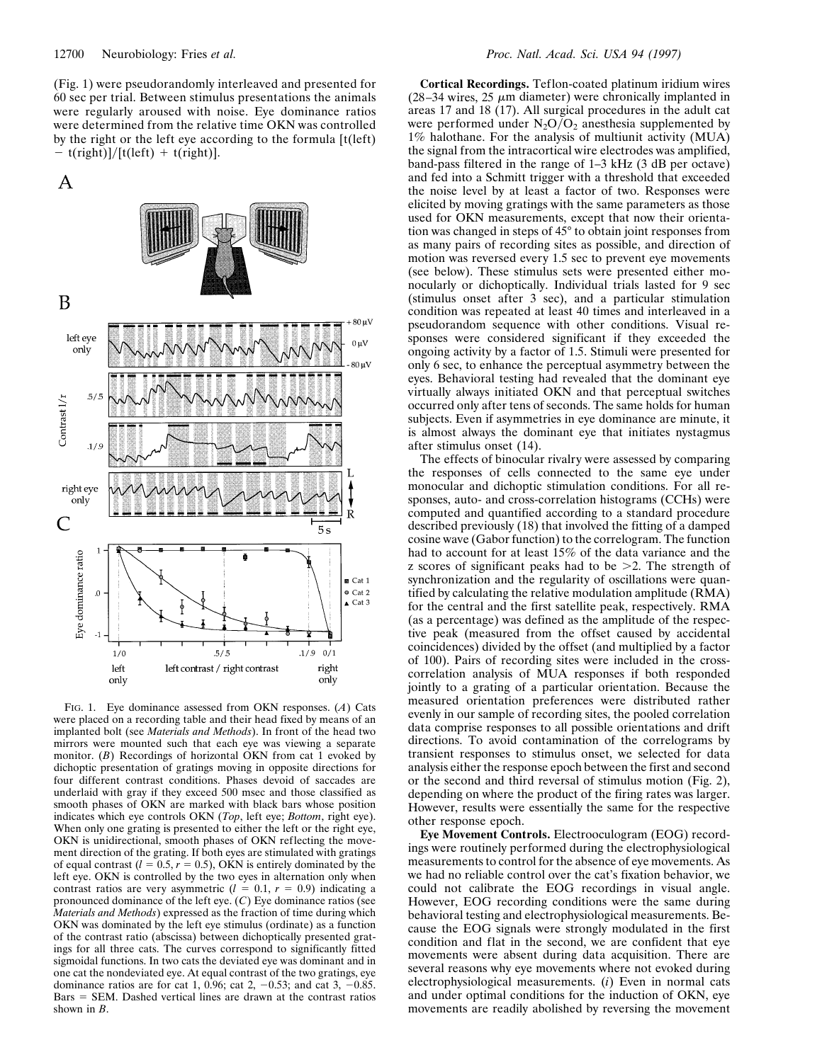(Fig. 1) were pseudorandomly interleaved and presented for 60 sec per trial. Between stimulus presentations the animals were regularly aroused with noise. Eye dominance ratios were determined from the relative time OKN was controlled by the right or the left eye according to the formula [t(left) − t(right)]/[t(left) + t(right)].

FIG. 1. Eye dominance assessed from OKN responses. (*A*) Cats were placed on a recording table and their head fixed by means of an implanted bolt (see *Materials and Methods*). In front of the head two mirrors were mounted such that each eye was viewing a separate monitor. (*B*) Recordings of horizontal OKN from cat 1 evoked by dichoptic presentation of gratings moving in opposite directions for four different contrast conditions. Phases devoid of saccades are underlaid with gray if they exceed 500 msec and those classified as smooth phases of OKN are marked with black bars whose position indicates which eye controls OKN (*Top*, left eye; *Bottom*, right eye). When only one grating is presented to either the left or the right eye, OKN is unidirectional, smooth phases of OKN reflecting the movement direction of the grating. If both eyes are stimulated with gratings of equal contrast ($l = 0.5, r = 0.5$), OKN is entirely dominated by the left eye. OKN is controlled by the two eyes in alternation only when contrast ratios are very asymmetric ($l = 0.1, r = 0.9$) indicating a pronounced dominance of the left eye. (*C*) Eye dominance ratios (see *Materials and Methods*) expressed as the fraction of time during which OKN was dominated by the left eye stimulus (ordinate) as a function of the contrast ratio (abscissa) between dichoptically presented gratings for all three cats. The curves correspond to significantly fitted sigmoidal functions. In two cats the deviated eye was dominant and in one cat the nondeviated eye. At equal contrast of the two gratings, eye dominance ratios are for cat 1, 0.96; cat 2, −0.53; and cat 3, −0.85. Bars = SEM. Dashed vertical lines are drawn at the contrast ratios shown in *B*.

**Cortical Recordings.** Teflon-coated platinum iridium wires (28–34 wires, 25 μm diameter) were chronically implanted in areas 17 and 18 (17). All surgical procedures in the adult cat were performed under $N_2O/O_2$ anesthesia supplemented by 1% halothane. For the analysis of multiunit activity (MUA) the signal from the intracortical wire electrodes was amplified, band-pass filtered in the range of 1–3 kHz (3 dB per octave) and fed into a Schmitt trigger with a threshold that exceeded the noise level by at least a factor of two. Responses were elicited by moving gratings with the same parameters as those used for OKN measurements, except that now their orientation was changed in steps of 45° to obtain joint responses from as many pairs of recording sites as possible, and direction of motion was reversed every 1.5 sec to prevent eye movements (see below). These stimulus sets were presented either monocularly or dichoptically. Individual trials lasted for 9 sec (stimulus onset after 3 sec), and a particular stimulation condition was repeated at least 40 times and interleaved in a pseudorandom sequence with other conditions. Visual responses were considered significant if they exceeded the ongoing activity by a factor of 1.5. Stimuli were presented for only 6 sec, to enhance the perceptual asymmetry between the eyes. Behavioral testing had revealed that the dominant eye virtually always initiated OKN and that perceptual switches occurred only after tens of seconds. The same holds for human subjects. Even if asymmetries in eye dominance are minute, it is almost always the dominant eye that initiates nystagmus after stimulus onset (14).

The effects of binocular rivalry were assessed by comparing the responses of cells connected to the same eye under monocular and dichoptic stimulation conditions. For all responses, auto- and cross-correlation histograms (CCHs) were computed and quantified according to a standard procedure described previously (18) that involved the fitting of a damped cosine wave (Gabor function) to the correlogram. The function had to account for at least 15% of the data variance and the z scores of significant peaks had to be >2. The strength of synchronization and the regularity of oscillations were quantified by calculating the relative modulation amplitude (RMA) for the central and the first satellite peak, respectively. RMA (as a percentage) was defined as the amplitude of the respective peak (measured from the offset caused by accidental coincidences) divided by the offset (and multiplied by a factor of 100). Pairs of recording sites were included in the cross-correlation analysis of MUA responses if both responded jointly to a grating of a particular orientation. Because the measured orientation preferences were distributed rather evenly in our sample of recording sites, the pooled correlation data comprise responses to all possible orientations and drift directions. To avoid contamination of the correlograms by transient responses to stimulus onset, we selected for data analysis either the response epoch between the first and second or the second and third reversal of stimulus motion (Fig. 2), depending on where the product of the firing rates was larger. However, results were essentially the same for the respective other response epoch.

**Eye Movement Controls.** Electrooculogram (EOG) recordings were routinely performed during the electrophysiological measurements to control for the absence of eye movements. As we had no reliable control over the cat's fixation behavior, we could not calibrate the EOG recordings in visual angle. However, EOG recording conditions were the same during behavioral testing and electrophysiological measurements. Because the EOG signals were strongly modulated in the first condition and flat in the second, we are confident that eye movements were absent during data acquisition. There are several reasons why eye movements where not evoked during electrophysiological measurements. (*i*) Even in normal cats and under optimal conditions for the induction of OKN, eye movements are readily abolished by reversing the movement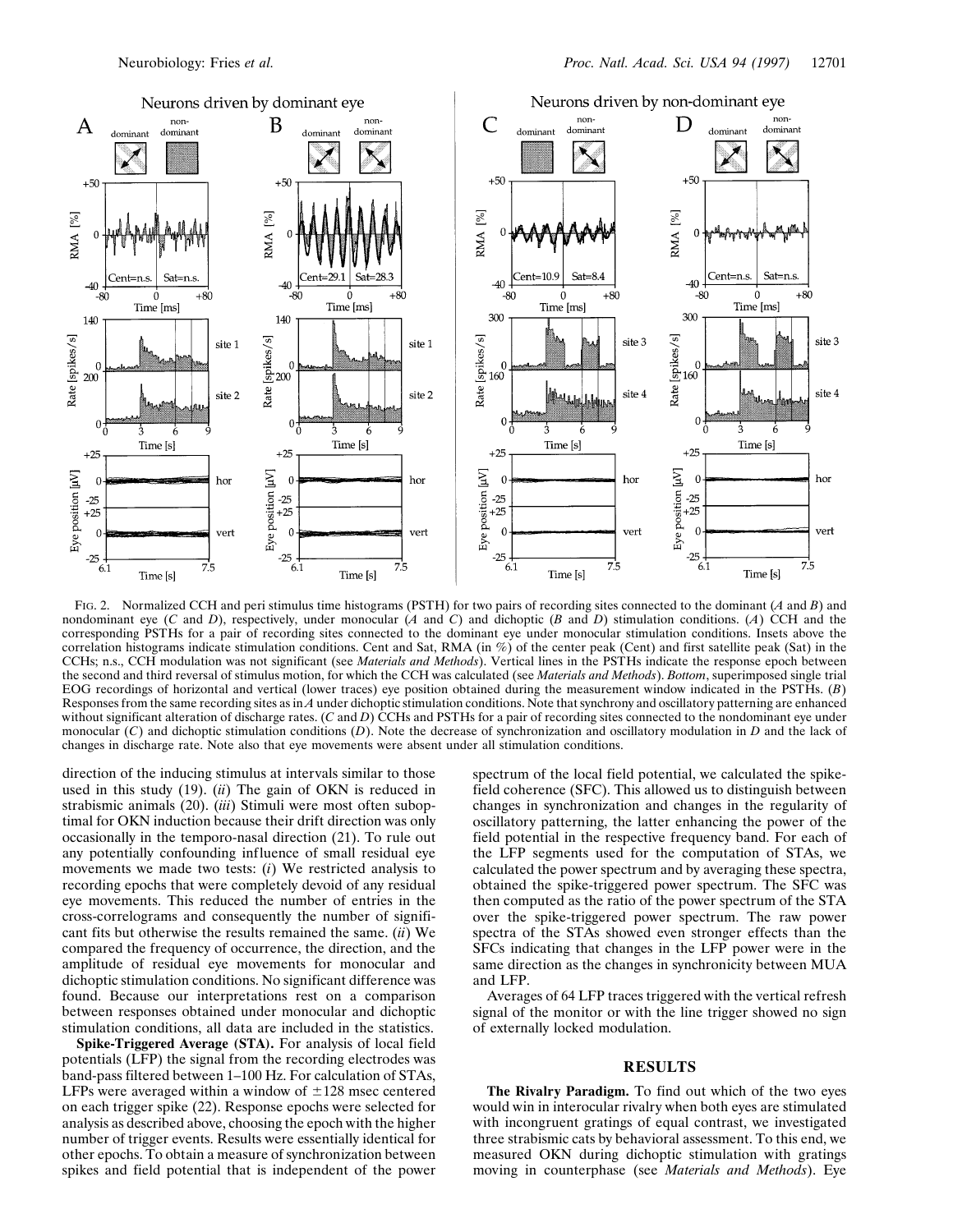FIG. 2. Normalized CCH and peri stimulus time histograms (PSTH) for two pairs of recording sites connected to the dominant (*A* and *B*) and nondominant eye (*C* and *D*), respectively, under monocular (*A* and *C*) and dichoptic (*B* and *D*) stimulation conditions. (*A*) CCH and the corresponding PSTHs for a pair of recording sites connected to the dominant eye under monocular stimulation conditions. Insets above the correlation histograms indicate stimulation conditions. Cent and Sat, RMA (in %) of the center peak (Cent) and first satellite peak (Sat) in the CCHs; n.s., CCH modulation was not significant (see *Materials and Methods*). Vertical lines in the PSTHs indicate the response epoch between the second and third reversal of stimulus motion, for which the CCH was calculated (see *Materials and Methods*). *Bottom*, superimposed single trial EOG recordings of horizontal and vertical (lower traces) eye position obtained during the measurement window indicated in the PSTHs. (*B*) Responses from the same recording sites as in *A* under dichoptic stimulation conditions. Note that synchrony and oscillatory patterning are enhanced without significant alteration of discharge rates. (*C* and *D*) CCHs and PSTHs for a pair of recording sites connected to the nondominant eye under monocular (*C*) and dichoptic stimulation conditions (*D*). Note the decrease of synchronization and oscillatory modulation in *D* and the lack of changes in discharge rate. Note also that eye movements were absent under all stimulation conditions.

direction of the inducing stimulus at intervals similar to those used in this study (19). (*ii*) The gain of OKN is reduced in strabismic animals (20). (*iii*) Stimuli were most often suboptimal for OKN induction because their drift direction was only occasionally in the temporo-nasal direction (21). To rule out any potentially confounding influence of small residual eye movements we made two tests: (*i*) We restricted analysis to recording epochs that were completely devoid of any residual eye movements. This reduced the number of entries in the cross-correlograms and consequently the number of significant fits but otherwise the results remained the same. (*ii*) We compared the frequency of occurrence, the direction, and the amplitude of residual eye movements for monocular and dichoptic stimulation conditions. No significant difference was found. Because our interpretations rest on a comparison between responses obtained under monocular and dichoptic stimulation conditions, all data are included in the statistics.

**Spike-Triggered Average (STA).** For analysis of local field potentials (LFP) the signal from the recording electrodes was band-pass filtered between 1–100 Hz. For calculation of STAs, LFPs were averaged within a window of ±128 msec centered on each trigger spike (22). Response epochs were selected for analysis as described above, choosing the epoch with the higher number of trigger events. Results were essentially identical for other epochs. To obtain a measure of synchronization between spikes and field potential that is independent of the power spectrum of the local field potential, we calculated the spike-field coherence (SFC). This allowed us to distinguish between changes in synchronization and changes in the regularity of oscillatory patterning, the latter enhancing the power of the field potential in the respective frequency band. For each of the LFP segments used for the computation of STAs, we calculated the power spectrum and by averaging these spectra, obtained the spike-triggered power spectrum. The SFC was then computed as the ratio of the power spectrum of the STA over the spike-triggered power spectrum. The raw power spectra of the STAs showed even stronger effects than the SFCs indicating that changes in the LFP power were in the same direction as the changes in synchronicity between MUA and LFP.

Averages of 64 LFP traces triggered with the vertical refresh signal of the monitor or with the line trigger showed no sign of externally locked modulation.

## RESULTS

**The Rivalry Paradigm.** To find out which of the two eyes would win in interocular rivalry when both eyes are stimulated with incongruent gratings of equal contrast, we investigated three strabismic cats by behavioral assessment. To this end, we measured OKN during dichoptic stimulation with gratings moving in counterphase (see *Materials and Methods*). Eye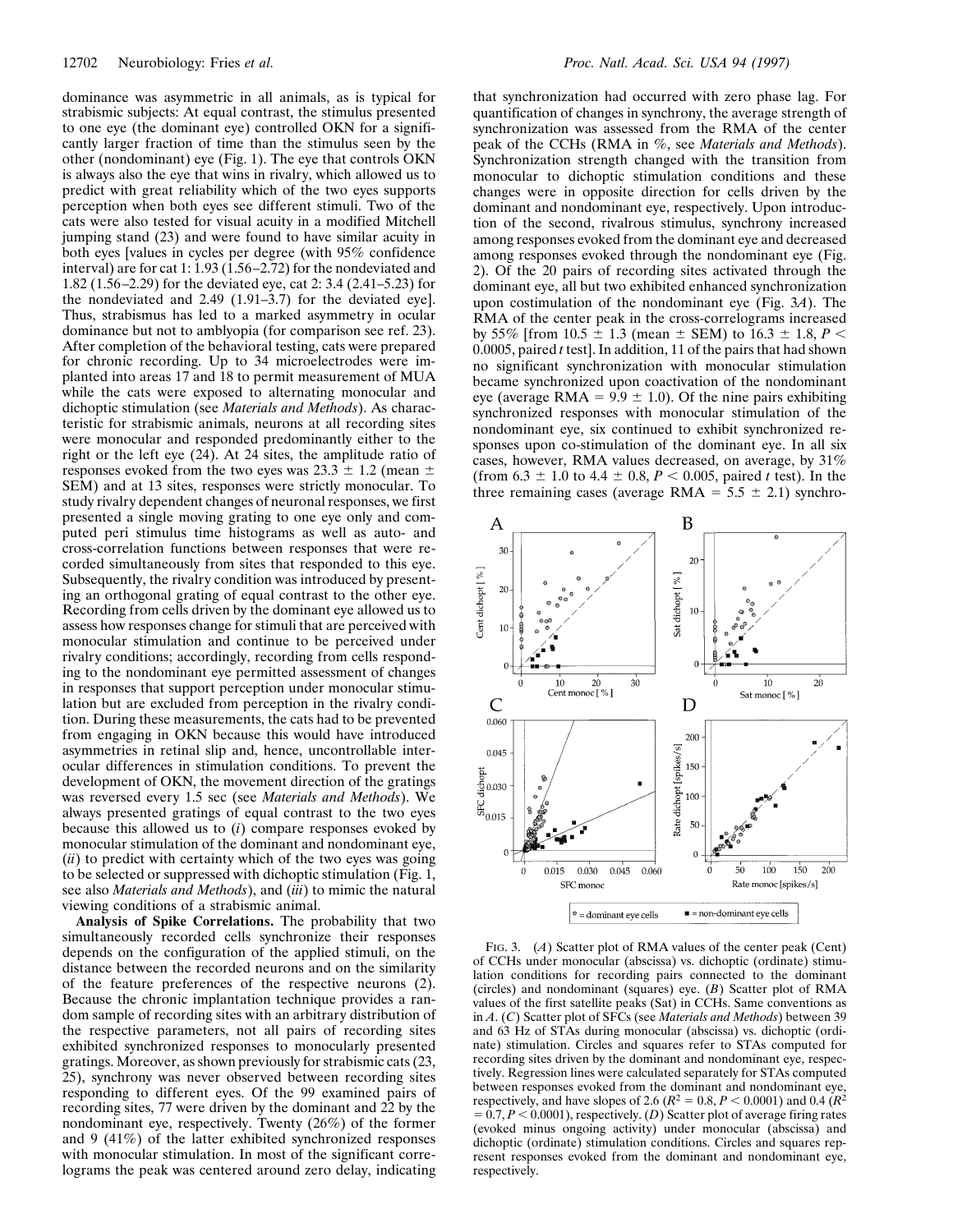dominance was asymmetric in all animals, as is typical for strabismic subjects: At equal contrast, the stimulus presented to one eye (the dominant eye) controlled OKN for a significantly larger fraction of time than the stimulus seen by the other (nondominant) eye (Fig. 1). The eye that controls OKN is always also the eye that wins in rivalry, which allowed us to predict with great reliability which of the two eyes supports perception when both eyes see different stimuli. Two of the cats were also tested for visual acuity in a modified Mitchell jumping stand (23) and were found to have similar acuity in both eyes [values in cycles per degree (with 95% confidence interval) are for cat 1: 1.93 (1.56–2.72) for the nondeviated and 1.82 (1.56–2.29) for the deviated eye, cat 2: 3.4 (2.41–5.23) for the nondeviated and 2.49 (1.91–3.7) for the deviated eye]. Thus, strabismus has led to a marked asymmetry in ocular dominance but not to amblyopia (for comparison see ref. 23). After completion of the behavioral testing, cats were prepared for chronic recording. Up to 34 microelectrodes were implanted into areas 17 and 18 to permit measurement of MUA while the cats were exposed to alternating monocular and dichoptic stimulation (see *Materials and Methods*). As characteristic for strabismic animals, neurons at all recording sites were monocular and responded predominantly either to the right or the left eye (24). At 24 sites, the amplitude ratio of responses evoked from the two eyes was $23.3 \pm 1.2$ (mean ± SEM) and at 13 sites, responses were strictly monocular. To study rivalry dependent changes of neuronal responses, we first presented a single moving grating to one eye only and computed peri stimulus time histograms as well as auto- and cross-correlation functions between responses that were recorded simultaneously from sites that responded to this eye. Subsequently, the rivalry condition was introduced by presenting an orthogonal grating of equal contrast to the other eye. Recording from cells driven by the dominant eye allowed us to assess how responses change for stimuli that are perceived with monocular stimulation and continue to be perceived under rivalry conditions; accordingly, recording from cells responding to the nondominant eye permitted assessment of changes in responses that support perception under monocular stimulation but are excluded from perception in the rivalry condition. During these measurements, the cats had to be prevented from engaging in OKN because this would have introduced asymmetries in retinal slip and, hence, uncontrollable interocular differences in stimulation conditions. To prevent the development of OKN, the movement direction of the gratings was reversed every 1.5 sec (see *Materials and Methods*). We always presented gratings of equal contrast to the two eyes because this allowed us to (*i*) compare responses evoked by monocular stimulation of the dominant and nondominant eye, (*ii*) to predict with certainty which of the two eyes was going to be selected or suppressed with dichoptic stimulation (Fig. 1, see also *Materials and Methods*), and (*iii*) to mimic the natural viewing conditions of a strabismic animal.

**Analysis of Spike Correlations.** The probability that two simultaneously recorded cells synchronize their responses depends on the configuration of the applied stimuli, on the distance between the recorded neurons and on the similarity of the feature preferences of the respective neurons (2). Because the chronic implantation technique provides a random sample of recording sites with an arbitrary distribution of the respective parameters, not all pairs of recording sites exhibited synchronized responses to monocularly presented gratings. Moreover, as shown previously for strabismic cats (23, 25), synchrony was never observed between recording sites responding to different eyes. Of the 99 examined pairs of recording sites, 77 were driven by the dominant and 22 by the nondominant eye, respectively. Twenty (26%) of the former and 9 (41%) of the latter exhibited synchronized responses with monocular stimulation. In most of the significant correlograms the peak was centered around zero delay, indicating that synchronization had occurred with zero phase lag. For quantification of changes in synchrony, the average strength of synchronization was assessed from the RMA of the center peak of the CCHs (RMA in %, see *Materials and Methods*). Synchronization strength changed with the transition from monocular to dichoptic stimulation conditions and these changes were in opposite direction for cells driven by the dominant and nondominant eye, respectively. Upon introduction of the second, rivalrous stimulus, synchrony increased among responses evoked from the dominant eye and decreased among responses evoked through the nondominant eye (Fig. 2). Of the 20 pairs of recording sites activated through the dominant eye, all but two exhibited enhanced synchronization upon costimulation of the nondominant eye (Fig. 3*A*). The RMA of the center peak in the cross-correlograms increased by 55% [from $10.5 \pm 1.3$ (mean ± SEM) to $16.3 \pm 1.8$, $P < 0.0005$, paired *t* test]. In addition, 11 of the pairs that had shown no significant synchronization with monocular stimulation became synchronized upon coactivation of the nondominant eye (average RMA = $9.9 \pm 1.0$). Of the nine pairs exhibiting synchronized responses with monocular stimulation of the nondominant eye, six continued to exhibit synchronized responses upon co-stimulation of the dominant eye. In all six cases, however, RMA values decreased, on average, by 31% (from $6.3 \pm 1.0$ to $4.4 \pm 0.8$, $P < 0.005$, paired *t* test). In the three remaining cases (average RMA = $5.5 \pm 2.1$) synchro-

FIG. 3. (*A*) Scatter plot of RMA values of the center peak (Cent) of CCHs under monocular (abscissa) vs. dichoptic (ordinate) stimulation conditions for recording pairs connected to the dominant (circles) and nondominant (squares) eye. (*B*) Scatter plot of RMA values of the first satellite peaks (Sat) in CCHs. Same conventions as in *A*. (*C*) Scatter plot of SFCs (see *Materials and Methods*) between 39 and 63 Hz of STAs during monocular (abscissa) vs. dichoptic (ordinate) stimulation. Circles and squares refer to STAs computed for recording sites driven by the dominant and nondominant eye, respectively. Regression lines were calculated separately for STAs computed between responses evoked from the dominant and nondominant eye, respectively, and have slopes of 2.6 ($R^2 = 0.8$, $P < 0.0001$) and 0.4 ($R^2 = 0.7$, $P < 0.0001$), respectively. (*D*) Scatter plot of average firing rates (evoked minus ongoing activity) under monocular (abscissa) and dichoptic (ordinate) stimulation conditions. Circles and squares represent responses evoked from the dominant and nondominant eye, respectively.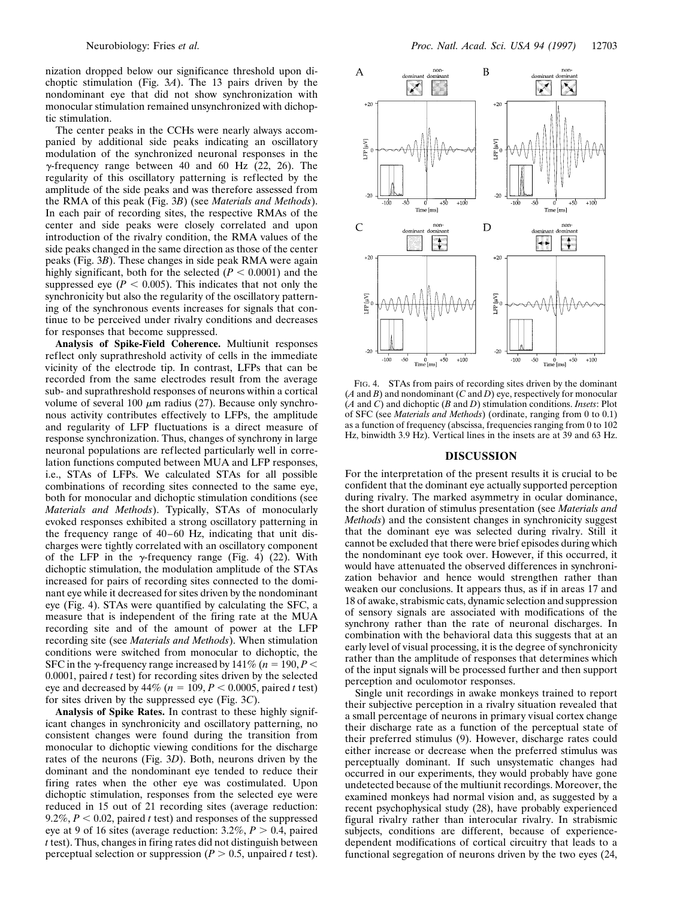nization dropped below our significance threshold upon dichoptic stimulation (Fig. 3*A*). The 13 pairs driven by the nondominant eye that did not show synchronization with monocular stimulation remained unsynchronized with dichoptic stimulation.

The center peaks in the CCHs were nearly always accompanied by additional side peaks indicating an oscillatory modulation of the synchronized neuronal responses in the $\gamma$-frequency range between 40 and 60 Hz (22, 26). The regularity of this oscillatory patterning is reflected by the amplitude of the side peaks and was therefore assessed from the RMA of this peak (Fig. 3*B*) (see *Materials and Methods*). In each pair of recording sites, the respective RMAs of the center and side peaks were closely correlated and upon introduction of the rivalry condition, the RMA values of the side peaks changed in the same direction as those of the center peaks (Fig. 3*B*). These changes in side peak RMA were again highly significant, both for the selected ($P < 0.0001$) and the suppressed eye ($P < 0.005$). This indicates that not only the synchronicity but also the regularity of the oscillatory patterning of the synchronous events increases for signals that continue to be perceived under rivalry conditions and decreases for responses that become suppressed.

**Analysis of Spike-Field Coherence.** Multiunit responses reflect only suprathreshold activity of cells in the immediate vicinity of the electrode tip. In contrast, LFPs that can be recorded from the same electrodes result from the average sub- and suprathreshold responses of neurons within a cortical volume of several 100 $\mu$m radius (27). Because only synchronous activity contributes effectively to LFPs, the amplitude and regularity of LFP fluctuations is a direct measure of response synchronization. Thus, changes of synchrony in large neuronal populations are reflected particularly well in correlation functions computed between MUA and LFP responses, i.e., STAs of LFPs. We calculated STAs for all possible combinations of recording sites connected to the same eye, both for monocular and dichoptic stimulation conditions (see *Materials and Methods*). Typically, STAs of monocularly evoked responses exhibited a strong oscillatory patterning in the frequency range of 40–60 Hz, indicating that unit discharges were tightly correlated with an oscillatory component of the LFP in the $\gamma$-frequency range (Fig. 4) (22). With dichoptic stimulation, the modulation amplitude of the STAs increased for pairs of recording sites connected to the dominant eye while it decreased for sites driven by the nondominant eye (Fig. 4). STAs were quantified by calculating the SFC, a measure that is independent of the firing rate at the MUA recording site and of the amount of power at the LFP recording site (see *Materials and Methods*). When stimulation conditions were switched from monocular to dichoptic, the SFC in the $\gamma$-frequency range increased by 141% ($n = 190$, $P < 0.0001$, paired $t$ test) for recording sites driven by the selected eye and decreased by 44% ($n = 109$, $P < 0.0005$, paired $t$ test) for sites driven by the suppressed eye (Fig. 3*C*).

**Analysis of Spike Rates.** In contrast to these highly significant changes in synchronicity and oscillatory patterning, no consistent changes were found during the transition from monocular to dichoptic viewing conditions for the discharge rates of the neurons (Fig. 3*D*). Both, neurons driven by the dominant and the nondominant eye tended to reduce their firing rates when the other eye was costimulated. Upon dichoptic stimulation, responses from the selected eye were reduced in 15 out of 21 recording sites (average reduction: 9.2%, $P < 0.02$, paired $t$ test) and responses of the suppressed eye at 9 of 16 sites (average reduction: 3.2%, $P > 0.4$, paired $t$ test). Thus, changes in firing rates did not distinguish between perceptual selection or suppression ($P > 0.5$, unpaired $t$ test).

FIG. 4. STAs from pairs of recording sites driven by the dominant (*A* and *B*) and nondominant (*C* and *D*) eye, respectively for monocular (*A* and *C*) and dichoptic (*B* and *D*) stimulation conditions. *Insets*: Plot of SFC (see *Materials and Methods*) (ordinate, ranging from 0 to 0.1) as a function of frequency (abscissa, frequencies ranging from 0 to 102 Hz, binwidth 3.9 Hz). Vertical lines in the insets are at 39 and 63 Hz.

## DISCUSSION

For the interpretation of the present results it is crucial to be confident that the dominant eye actually supported perception during rivalry. The marked asymmetry in ocular dominance, the short duration of stimulus presentation (see *Materials and Methods*) and the consistent changes in synchronicity suggest that the dominant eye was selected during rivalry. Still it cannot be excluded that there were brief episodes during which the nondominant eye took over. However, if this occurred, it would have attenuated the observed differences in synchronization behavior and hence would strengthen rather than weaken our conclusions. It appears thus, as if in areas 17 and 18 of awake, strabismic cats, dynamic selection and suppression of sensory signals are associated with modifications of the synchrony rather than the rate of neuronal discharges. In combination with the behavioral data this suggests that at an early level of visual processing, it is the degree of synchronicity rather than the amplitude of responses that determines which of the input signals will be processed further and then support perception and oculomotor responses.

Single unit recordings in awake monkeys trained to report their subjective perception in a rivalry situation revealed that a small percentage of neurons in primary visual cortex change their discharge rate as a function of the perceptual state of their preferred stimulus (9). However, discharge rates could either increase or decrease when the preferred stimulus was perceptually dominant. If such unsystematic changes had occurred in our experiments, they would probably have gone undetected because of the multiunit recordings. Moreover, the examined monkeys had normal vision and, as suggested by a recent psychophysical study (28), have probably experienced figural rivalry rather than interocular rivalry. In strabismic subjects, conditions are different, because of experience-dependent modifications of cortical circuitry that leads to a functional segregation of neurons driven by the two eyes (24,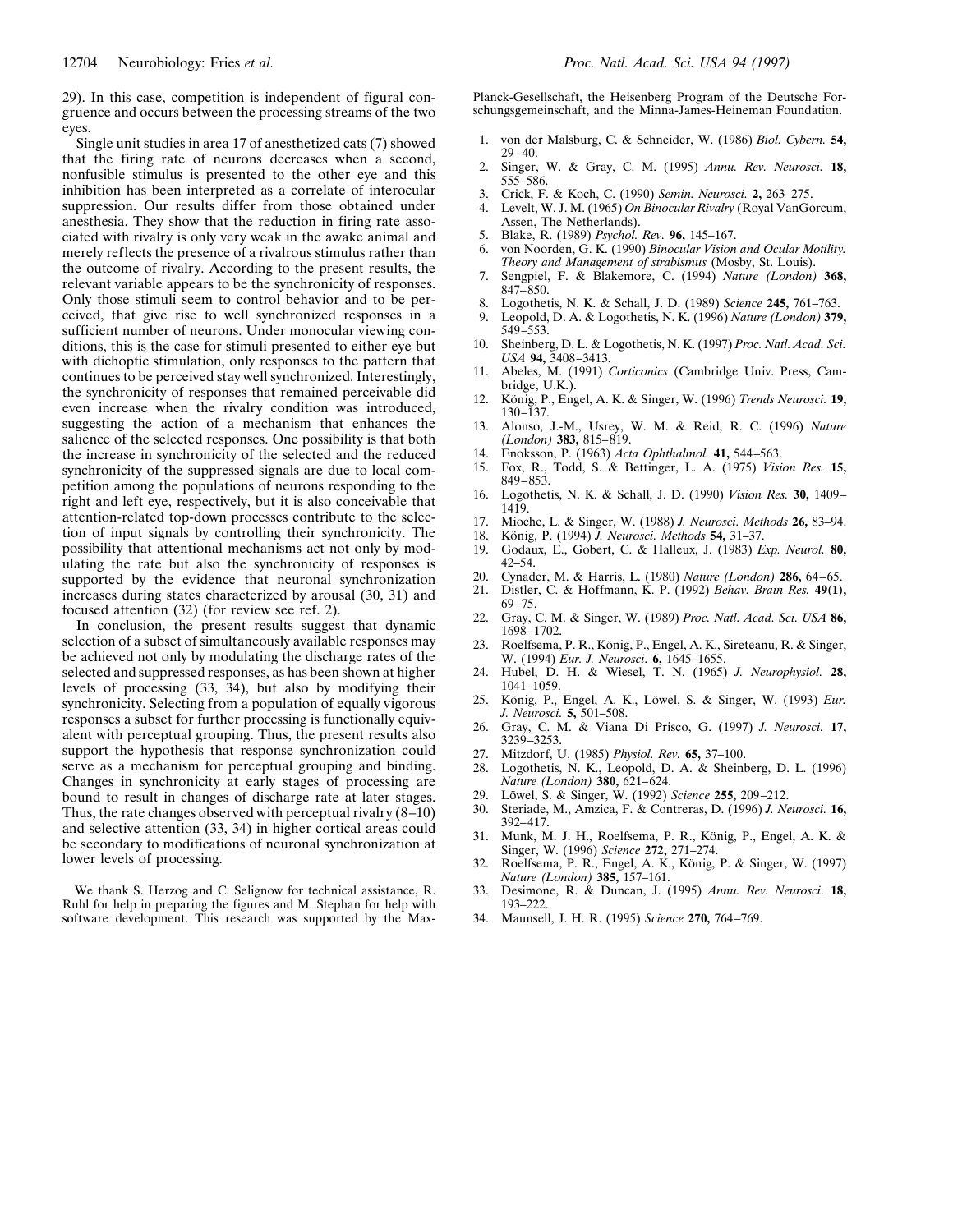29). In this case, competition is independent of figural congruence and occurs between the processing streams of the two eyes.

Single unit studies in area 17 of anesthetized cats (7) showed that the firing rate of neurons decreases when a second, nonfusible stimulus is presented to the other eye and this inhibition has been interpreted as a correlate of interocular suppression. Our results differ from those obtained under anesthesia. They show that the reduction in firing rate associated with rivalry is only very weak in the awake animal and merely reflects the presence of a rivalrous stimulus rather than the outcome of rivalry. According to the present results, the relevant variable appears to be the synchronicity of responses. Only those stimuli seem to control behavior and to be perceived, that give rise to well synchronized responses in a sufficient number of neurons. Under monocular viewing conditions, this is the case for stimuli presented to either eye but with dichoptic stimulation, only responses to the pattern that continues to be perceived stay well synchronized. Interestingly, the synchronicity of responses that remained perceivable did even increase when the rivalry condition was introduced, suggesting the action of a mechanism that enhances the salience of the selected responses. One possibility is that both the increase in synchronicity of the selected and the reduced synchronicity of the suppressed signals are due to local competition among the populations of neurons responding to the right and left eye, respectively, but it is also conceivable that attention-related top-down processes contribute to the selection of input signals by controlling their synchronicity. The possibility that attentional mechanisms act not only by modulating the rate but also the synchronicity of responses is supported by the evidence that neuronal synchronization increases during states characterized by arousal (30, 31) and focused attention (32) (for review see ref. 2).

In conclusion, the present results suggest that dynamic selection of a subset of simultaneously available responses may be achieved not only by modulating the discharge rates of the selected and suppressed responses, as has been shown at higher levels of processing (33, 34), but also by modifying their synchronicity. Selecting from a population of equally vigorous responses a subset for further processing is functionally equivalent with perceptual grouping. Thus, the present results also support the hypothesis that response synchronization could serve as a mechanism for perceptual grouping and binding. Changes in synchronicity at early stages of processing are bound to result in changes of discharge rate at later stages. Thus, the rate changes observed with perceptual rivalry (8–10) and selective attention (33, 34) in higher cortical areas could be secondary to modifications of neuronal synchronization at lower levels of processing.

We thank S. Herzog and C. Selignow for technical assistance, R. Ruhl for help in preparing the figures and M. Stephan for help with software development. This research was supported by the Max-Planck-Gesellschaft, the Heisenberg Program of the Deutsche Forschungsgemeinschaft, and the Minna-James-Heineman Foundation.

1. von der Malsburg, C. & Schneider, W. (1986) *Biol. Cybern.* **54,** 29–40.
2. Singer, W. & Gray, C. M. (1995) *Annu. Rev. Neurosci.* **18,** 555–586.
3. Crick, F. & Koch, C. (1990) *Semin. Neurosci.* **2,** 263–275.
4. Levelt, W. J. M. (1965) *On Binocular Rivalry* (Royal VanGorcum, Assen, The Netherlands).
5. Blake, R. (1989) *Psychol. Rev.* **96,** 145–167.
6. von Noorden, G. K. (1990) *Binocular Vision and Ocular Motility. Theory and Management of strabismus* (Mosby, St. Louis).
7. Sengpiel, F. & Blakemore, C. (1994) *Nature (London)* **368,** 847–850.
8. Logothetis, N. K. & Schall, J. D. (1989) *Science* **245,** 761–763.
9. Leopold, D. A. & Logothetis, N. K. (1996) *Nature (London)* **379,** 549–553.
10. Sheinberg, D. L. & Logothetis, N. K. (1997) *Proc. Natl. Acad. Sci. USA* **94,** 3408–3413.
11. Abeles, M. (1991) *Corticonics* (Cambridge Univ. Press, Cambridge, U.K.).
12. König, P., Engel, A. K. & Singer, W. (1996) *Trends Neurosci.* **19,** 130–137.
13. Alonso, J.-M., Usrey, W. M. & Reid, R. C. (1996) *Nature (London)* **383,** 815–819.
14. Enoksson, P. (1963) *Acta Ophthalmol.* **41,** 544–563.
15. Fox, R., Todd, S. & Bettinger, L. A. (1975) *Vision Res.* **15,** 849–853.
16. Logothetis, N. K. & Schall, J. D. (1990) *Vision Res.* **30,** 1409–1419.
17. Mioche, L. & Singer, W. (1988) *J. Neurosci. Methods* **26,** 83–94.
18. König, P. (1994) *J. Neurosci. Methods* **54,** 31–37.
19. Godaux, E., Gobert, C. & Halleux, J. (1983) *Exp. Neurol.* **80,** 42–54.
20. Cynader, M. & Harris, L. (1980) *Nature (London)* **286,** 64–65.
21. Distler, C. & Hoffmann, K. P. (1992) *Behav. Brain Res.* **49(1),** 69–75.
22. Gray, C. M. & Singer, W. (1989) *Proc. Natl. Acad. Sci. USA* **86,** 1698–1702.
23. Roelfsema, P. R., König, P., Engel, A. K., Sireteanu, R. & Singer, W. (1994) *Eur. J. Neurosci.* **6,** 1645–1655.
24. Hubel, D. H. & Wiesel, T. N. (1965) *J. Neurophysiol.* **28,** 1041–1059.
25. König, P., Engel, A. K., Löwel, S. & Singer, W. (1993) *Eur. J. Neurosci.* **5,** 501–508.
26. Gray, C. M. & Viana Di Prisco, G. (1997) *J. Neurosci.* **17,** 3239–3253.
27. Mitzdorf, U. (1985) *Physiol. Rev.* **65,** 37–100.
28. Logothetis, N. K., Leopold, D. A. & Sheinberg, D. L. (1996) *Nature (London)* **380,** 621–624.
29. Löwel, S. & Singer, W. (1992) *Science* **255,** 209–212.
30. Steriade, M., Amzica, F. & Contreras, D. (1996) *J. Neurosci.* **16,** 392–417.
31. Munk, M. J. H., Roelfsema, P. R., König, P., Engel, A. K. & Singer, W. (1996) *Science* **272,** 271–274.
32. Roelfsema, P. R., Engel, A. K., König, P. & Singer, W. (1997) *Nature (London)* **385,** 157–161.
33. Desimone, R. & Duncan, J. (1995) *Annu. Rev. Neurosci.* **18,** 193–222.
34. Maunsell, J. H. R. (1995) *Science* **270,** 764–769.